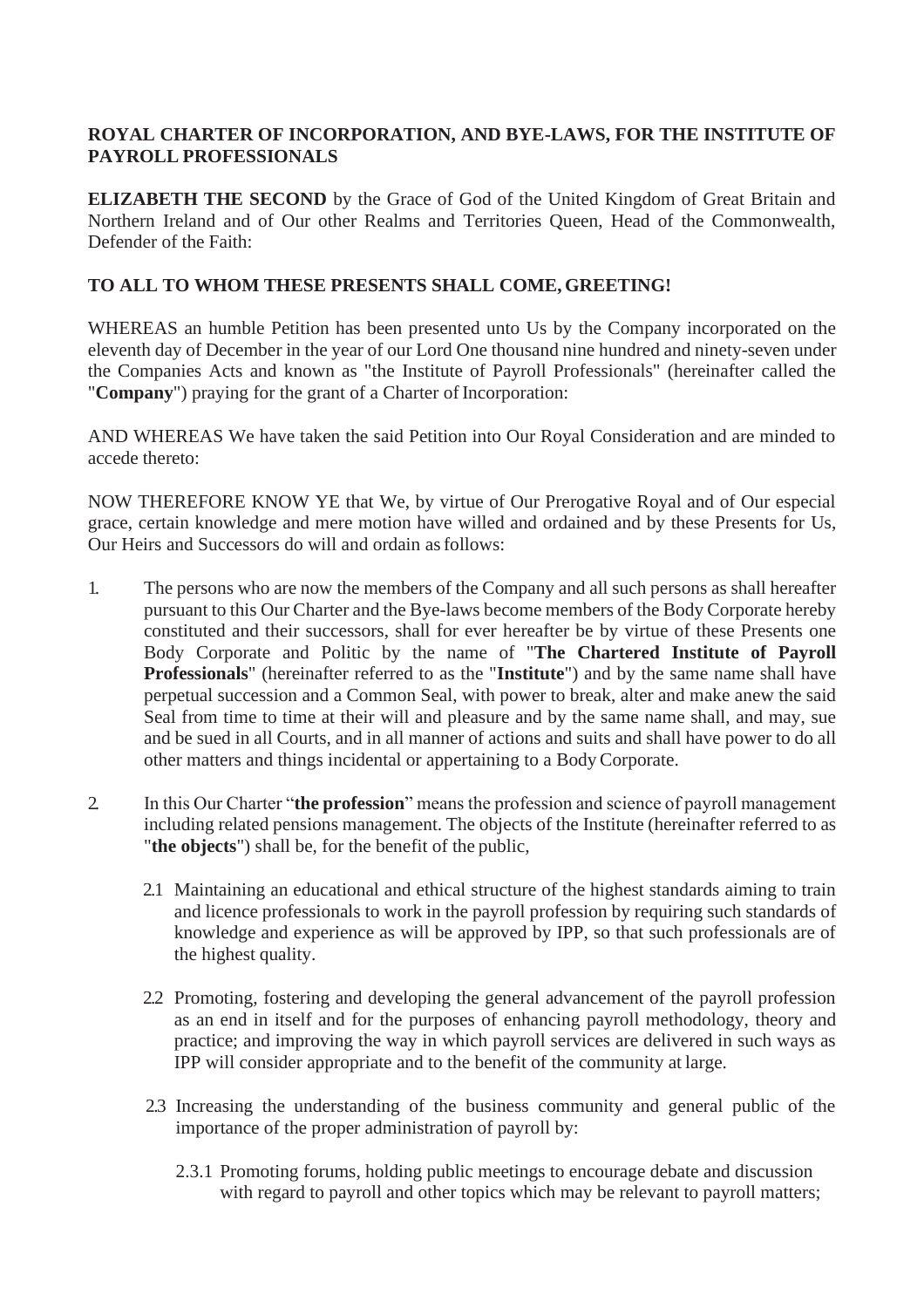**ROYAL CHARTER OF INCORPORATION, AND BYE-LAWS, FOR THE INSTITUTE OF PAYROLL PROFESSIONALS**

**ELIZABETH THE SECOND** by the Grace of God of the United Kingdom of Great Britain and Northern Ireland and of Our other Realms and Territories Queen, Head of the Commonwealth, Defender of the Faith:

**TO ALL TO WHOM THESE PRESENTS SHALL COME, GREETING!**

WHEREAS an humble Petition has been presented unto Us by the Company incorporated on the eleventh day of December in the year of our Lord One thousand nine hundred and ninety-seven under the Companies Acts and known as "the Institute of Payroll Professionals" (hereinafter called the "**Company**") praying for the grant of a Charter of Incorporation:

AND WHEREAS We have taken the said Petition into Our Royal Consideration and are minded to accede thereto:

NOW THEREFORE KNOW YE that We, by virtue of Our Prerogative Royal and of Our especial grace, certain knowledge and mere motion have willed and ordained and by these Presents for Us, Our Heirs and Successors do will and ordain as follows:

1. The persons who are now the members of the Company and all such persons as shall hereafter pursuant to this Our Charter and the Bye-laws become members of the Body Corporate hereby constituted and their successors, shall for ever hereafter be by virtue of these Presents one Body Corporate and Politic by the name of "**The Chartered Institute of Payroll Professionals**" (hereinafter referred to as the "**Institute**") and by the same name shall have perpetual succession and a Common Seal, with power to break, alter and make anew the said Seal from time to time at their will and pleasure and by the same name shall, and may, sue and be sued in all Courts, and in all manner of actions and suits and shall have power to do all other matters and things incidental or appertaining to a Body Corporate.

2. In this Our Charter "**the profession**" means the profession and science of payroll management including related pensions management. The objects of the Institute (hereinafter referred to as "**the objects**") shall be, for the benefit of the public,

   2.1 Maintaining an educational and ethical structure of the highest standards aiming to train and licence professionals to work in the payroll profession by requiring such standards of knowledge and experience as will be approved by IPP, so that such professionals are of the highest quality.

   2.2 Promoting, fostering and developing the general advancement of the payroll profession as an end in itself and for the purposes of enhancing payroll methodology, theory and practice; and improving the way in which payroll services are delivered in such ways as IPP will consider appropriate and to the benefit of the community at large.

   2.3 Increasing the understanding of the business community and general public of the importance of the proper administration of payroll by:

      2.3.1 Promoting forums, holding public meetings to encourage debate and discussion with regard to payroll and other topics which may be relevant to payroll matters;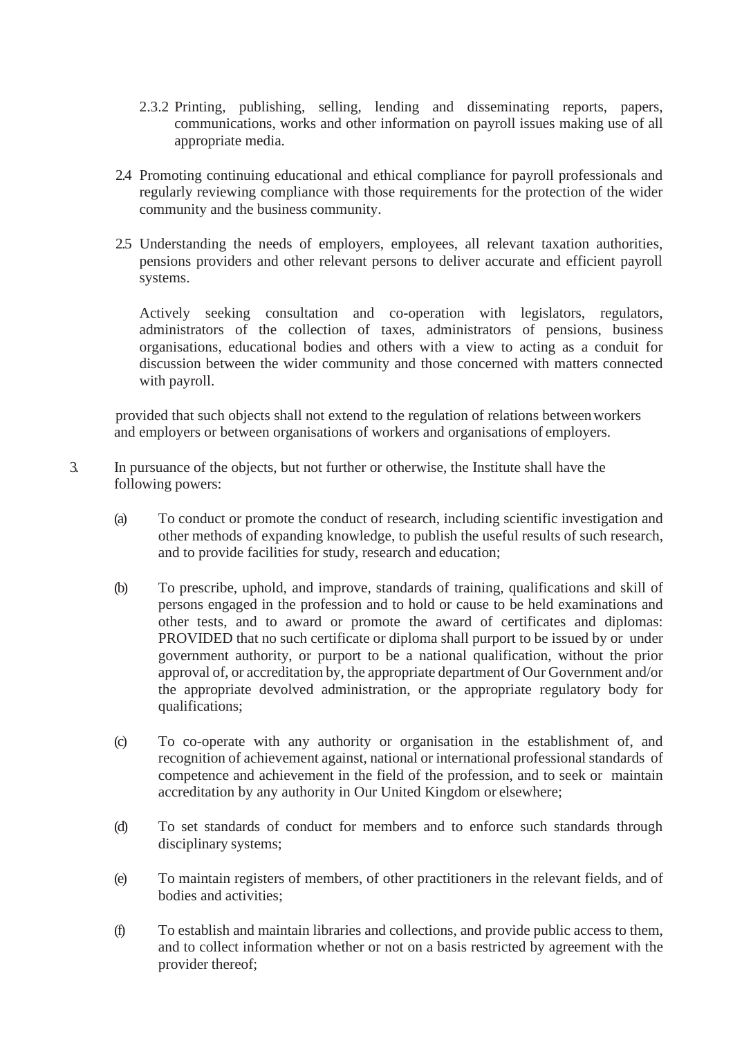2.3.2 Printing, publishing, selling, lending and disseminating reports, papers, communications, works and other information on payroll issues making use of all appropriate media.

2.4 Promoting continuing educational and ethical compliance for payroll professionals and regularly reviewing compliance with those requirements for the protection of the wider community and the business community.

2.5 Understanding the needs of employers, employees, all relevant taxation authorities, pensions providers and other relevant persons to deliver accurate and efficient payroll systems.

Actively seeking consultation and co-operation with legislators, regulators, administrators of the collection of taxes, administrators of pensions, business organisations, educational bodies and others with a view to acting as a conduit for discussion between the wider community and those concerned with matters connected with payroll.

provided that such objects shall not extend to the regulation of relations between workers and employers or between organisations of workers and organisations of employers.

3. In pursuance of the objects, but not further or otherwise, the Institute shall have the following powers:

(a) To conduct or promote the conduct of research, including scientific investigation and other methods of expanding knowledge, to publish the useful results of such research, and to provide facilities for study, research and education;

(b) To prescribe, uphold, and improve, standards of training, qualifications and skill of persons engaged in the profession and to hold or cause to be held examinations and other tests, and to award or promote the award of certificates and diplomas: PROVIDED that no such certificate or diploma shall purport to be issued by or under government authority, or purport to be a national qualification, without the prior approval of, or accreditation by, the appropriate department of Our Government and/or the appropriate devolved administration, or the appropriate regulatory body for qualifications;

(c) To co-operate with any authority or organisation in the establishment of, and recognition of achievement against, national or international professional standards of competence and achievement in the field of the profession, and to seek or maintain accreditation by any authority in Our United Kingdom or elsewhere;

(d) To set standards of conduct for members and to enforce such standards through disciplinary systems;

(e) To maintain registers of members, of other practitioners in the relevant fields, and of bodies and activities;

(f) To establish and maintain libraries and collections, and provide public access to them, and to collect information whether or not on a basis restricted by agreement with the provider thereof;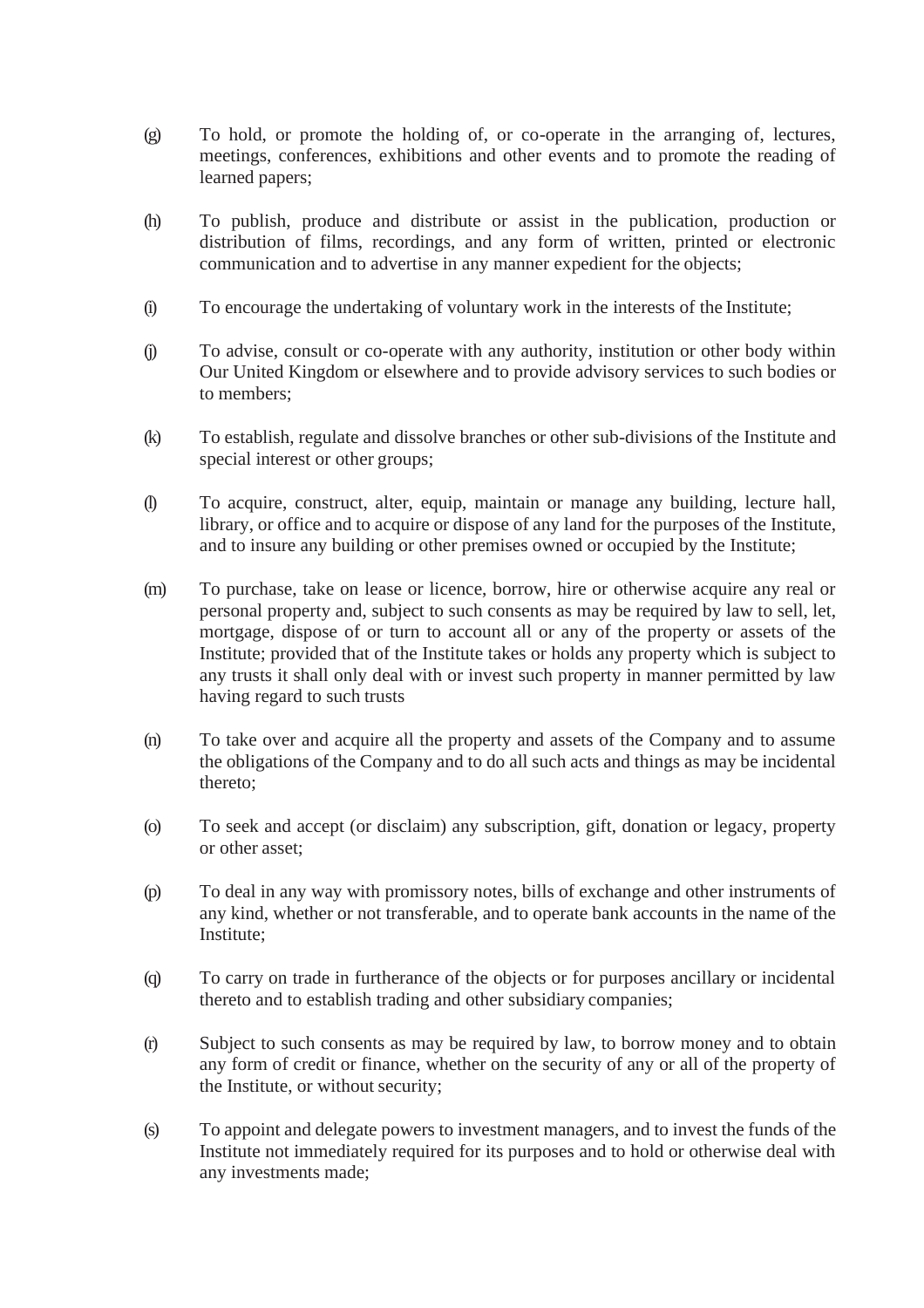(g) To hold, or promote the holding of, or co-operate in the arranging of, lectures, meetings, conferences, exhibitions and other events and to promote the reading of learned papers;

(h) To publish, produce and distribute or assist in the publication, production or distribution of films, recordings, and any form of written, printed or electronic communication and to advertise in any manner expedient for the objects;

(i) To encourage the undertaking of voluntary work in the interests of the Institute;

(j) To advise, consult or co-operate with any authority, institution or other body within Our United Kingdom or elsewhere and to provide advisory services to such bodies or to members;

(k) To establish, regulate and dissolve branches or other sub-divisions of the Institute and special interest or other groups;

(l) To acquire, construct, alter, equip, maintain or manage any building, lecture hall, library, or office and to acquire or dispose of any land for the purposes of the Institute, and to insure any building or other premises owned or occupied by the Institute;

(m) To purchase, take on lease or licence, borrow, hire or otherwise acquire any real or personal property and, subject to such consents as may be required by law to sell, let, mortgage, dispose of or turn to account all or any of the property or assets of the Institute; provided that of the Institute takes or holds any property which is subject to any trusts it shall only deal with or invest such property in manner permitted by law having regard to such trusts

(n) To take over and acquire all the property and assets of the Company and to assume the obligations of the Company and to do all such acts and things as may be incidental thereto;

(o) To seek and accept (or disclaim) any subscription, gift, donation or legacy, property or other asset;

(p) To deal in any way with promissory notes, bills of exchange and other instruments of any kind, whether or not transferable, and to operate bank accounts in the name of the Institute;

(q) To carry on trade in furtherance of the objects or for purposes ancillary or incidental thereto and to establish trading and other subsidiary companies;

(r) Subject to such consents as may be required by law, to borrow money and to obtain any form of credit or finance, whether on the security of any or all of the property of the Institute, or without security;

(s) To appoint and delegate powers to investment managers, and to invest the funds of the Institute not immediately required for its purposes and to hold or otherwise deal with any investments made;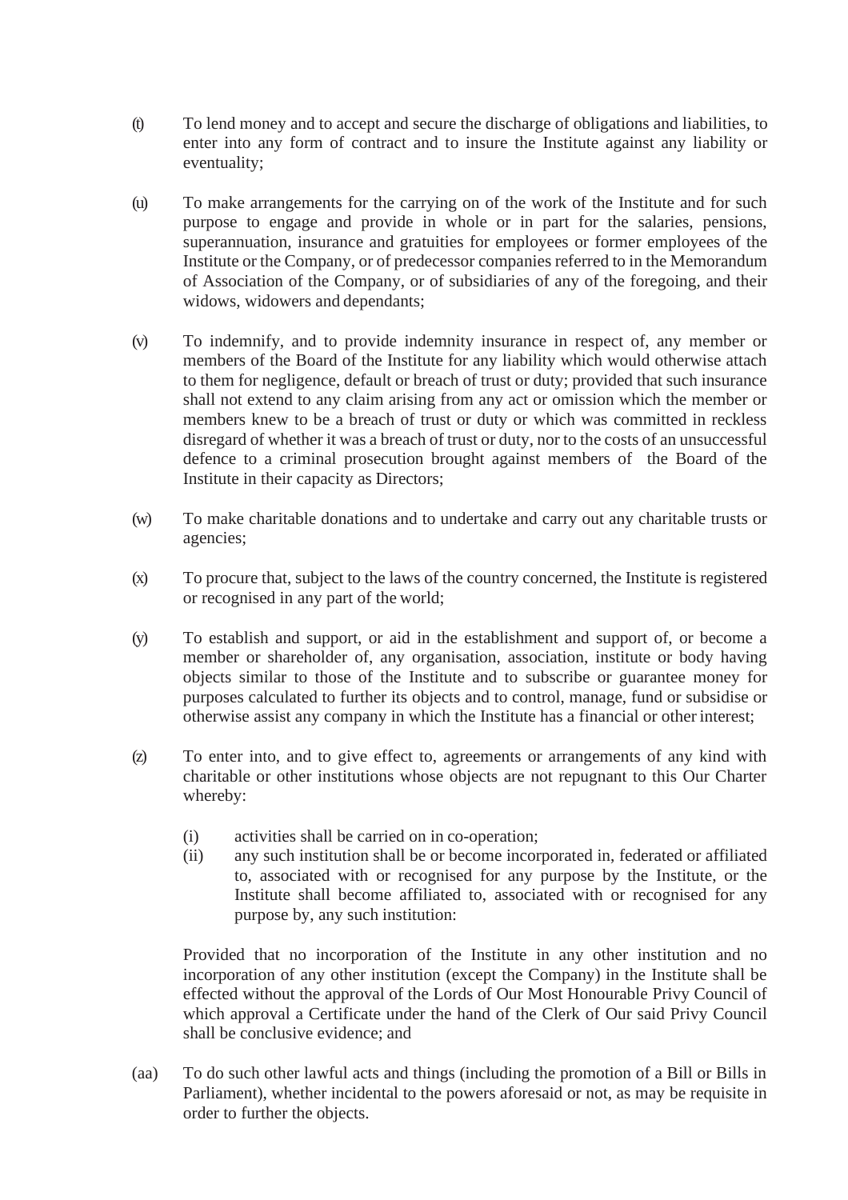(t) To lend money and to accept and secure the discharge of obligations and liabilities, to enter into any form of contract and to insure the Institute against any liability or eventuality;

(u) To make arrangements for the carrying on of the work of the Institute and for such purpose to engage and provide in whole or in part for the salaries, pensions, superannuation, insurance and gratuities for employees or former employees of the Institute or the Company, or of predecessor companies referred to in the Memorandum of Association of the Company, or of subsidiaries of any of the foregoing, and their widows, widowers and dependants;

(v) To indemnify, and to provide indemnity insurance in respect of, any member or members of the Board of the Institute for any liability which would otherwise attach to them for negligence, default or breach of trust or duty; provided that such insurance shall not extend to any claim arising from any act or omission which the member or members knew to be a breach of trust or duty or which was committed in reckless disregard of whether it was a breach of trust or duty, nor to the costs of an unsuccessful defence to a criminal prosecution brought against members of the Board of the Institute in their capacity as Directors;

(w) To make charitable donations and to undertake and carry out any charitable trusts or agencies;

(x) To procure that, subject to the laws of the country concerned, the Institute is registered or recognised in any part of the world;

(y) To establish and support, or aid in the establishment and support of, or become a member or shareholder of, any organisation, association, institute or body having objects similar to those of the Institute and to subscribe or guarantee money for purposes calculated to further its objects and to control, manage, fund or subsidise or otherwise assist any company in which the Institute has a financial or other interest;

(z) To enter into, and to give effect to, agreements or arrangements of any kind with charitable or other institutions whose objects are not repugnant to this Our Charter whereby:

   (i) activities shall be carried on in co-operation;
   (ii) any such institution shall be or become incorporated in, federated or affiliated to, associated with or recognised for any purpose by the Institute, or the Institute shall become affiliated to, associated with or recognised for any purpose by, any such institution:

   Provided that no incorporation of the Institute in any other institution and no incorporation of any other institution (except the Company) in the Institute shall be effected without the approval of the Lords of Our Most Honourable Privy Council of which approval a Certificate under the hand of the Clerk of Our said Privy Council shall be conclusive evidence; and

(aa) To do such other lawful acts and things (including the promotion of a Bill or Bills in Parliament), whether incidental to the powers aforesaid or not, as may be requisite in order to further the objects.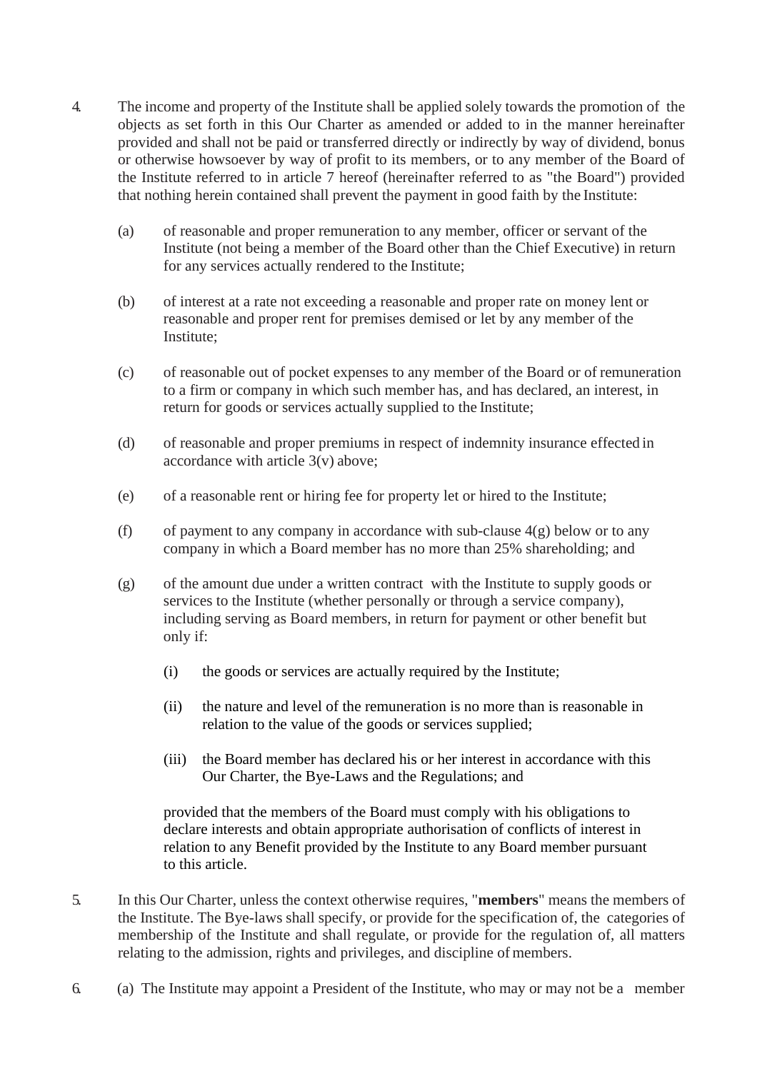4. The income and property of the Institute shall be applied solely towards the promotion of the objects as set forth in this Our Charter as amended or added to in the manner hereinafter provided and shall not be paid or transferred directly or indirectly by way of dividend, bonus or otherwise howsoever by way of profit to its members, or to any member of the Board of the Institute referred to in article 7 hereof (hereinafter referred to as "the Board") provided that nothing herein contained shall prevent the payment in good faith by the Institute:

   (a) of reasonable and proper remuneration to any member, officer or servant of the Institute (not being a member of the Board other than the Chief Executive) in return for any services actually rendered to the Institute;

   (b) of interest at a rate not exceeding a reasonable and proper rate on money lent or reasonable and proper rent for premises demised or let by any member of the Institute;

   (c) of reasonable out of pocket expenses to any member of the Board or of remuneration to a firm or company in which such member has, and has declared, an interest, in return for goods or services actually supplied to the Institute;

   (d) of reasonable and proper premiums in respect of indemnity insurance effected in accordance with article 3(v) above;

   (e) of a reasonable rent or hiring fee for property let or hired to the Institute;

   (f) of payment to any company in accordance with sub-clause 4(g) below or to any company in which a Board member has no more than 25% shareholding; and

   (g) of the amount due under a written contract with the Institute to supply goods or services to the Institute (whether personally or through a service company), including serving as Board members, in return for payment or other benefit but only if:

      (i) the goods or services are actually required by the Institute;

      (ii) the nature and level of the remuneration is no more than is reasonable in relation to the value of the goods or services supplied;

      (iii) the Board member has declared his or her interest in accordance with this Our Charter, the Bye-Laws and the Regulations; and

   provided that the members of the Board must comply with his obligations to declare interests and obtain appropriate authorisation of conflicts of interest in relation to any Benefit provided by the Institute to any Board member pursuant to this article.

5. In this Our Charter, unless the context otherwise requires, "**members**" means the members of the Institute. The Bye-laws shall specify, or provide for the specification of, the categories of membership of the Institute and shall regulate, or provide for the regulation of, all matters relating to the admission, rights and privileges, and discipline of members.

6. (a) The Institute may appoint a President of the Institute, who may or may not be a member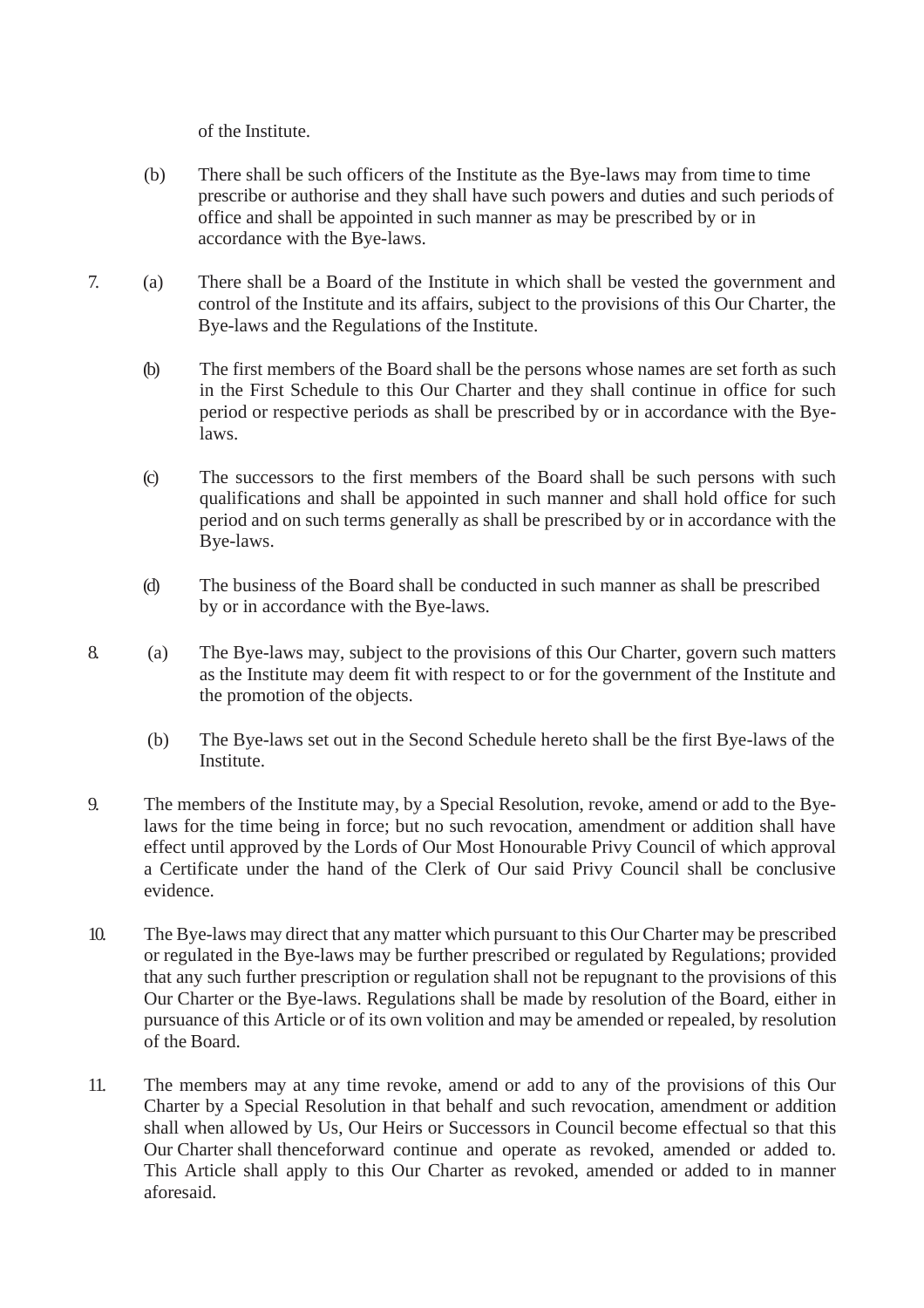of the Institute.

(b) There shall be such officers of the Institute as the Bye-laws may from time to time prescribe or authorise and they shall have such powers and duties and such periods of office and shall be appointed in such manner as may be prescribed by or in accordance with the Bye-laws.

7. (a) There shall be a Board of the Institute in which shall be vested the government and control of the Institute and its affairs, subject to the provisions of this Our Charter, the Bye-laws and the Regulations of the Institute.

(b) The first members of the Board shall be the persons whose names are set forth as such in the First Schedule to this Our Charter and they shall continue in office for such period or respective periods as shall be prescribed by or in accordance with the Bye-laws.

(c) The successors to the first members of the Board shall be such persons with such qualifications and shall be appointed in such manner and shall hold office for such period and on such terms generally as shall be prescribed by or in accordance with the Bye-laws.

(d) The business of the Board shall be conducted in such manner as shall be prescribed by or in accordance with the Bye-laws.

8. (a) The Bye-laws may, subject to the provisions of this Our Charter, govern such matters as the Institute may deem fit with respect to or for the government of the Institute and the promotion of the objects.

(b) The Bye-laws set out in the Second Schedule hereto shall be the first Bye-laws of the Institute.

9. The members of the Institute may, by a Special Resolution, revoke, amend or add to the Bye-laws for the time being in force; but no such revocation, amendment or addition shall have effect until approved by the Lords of Our Most Honourable Privy Council of which approval a Certificate under the hand of the Clerk of Our said Privy Council shall be conclusive evidence.

10. The Bye-laws may direct that any matter which pursuant to this Our Charter may be prescribed or regulated in the Bye-laws may be further prescribed or regulated by Regulations; provided that any such further prescription or regulation shall not be repugnant to the provisions of this Our Charter or the Bye-laws. Regulations shall be made by resolution of the Board, either in pursuance of this Article or of its own volition and may be amended or repealed, by resolution of the Board.

11. The members may at any time revoke, amend or add to any of the provisions of this Our Charter by a Special Resolution in that behalf and such revocation, amendment or addition shall when allowed by Us, Our Heirs or Successors in Council become effectual so that this Our Charter shall thenceforward continue and operate as revoked, amended or added to. This Article shall apply to this Our Charter as revoked, amended or added to in manner aforesaid.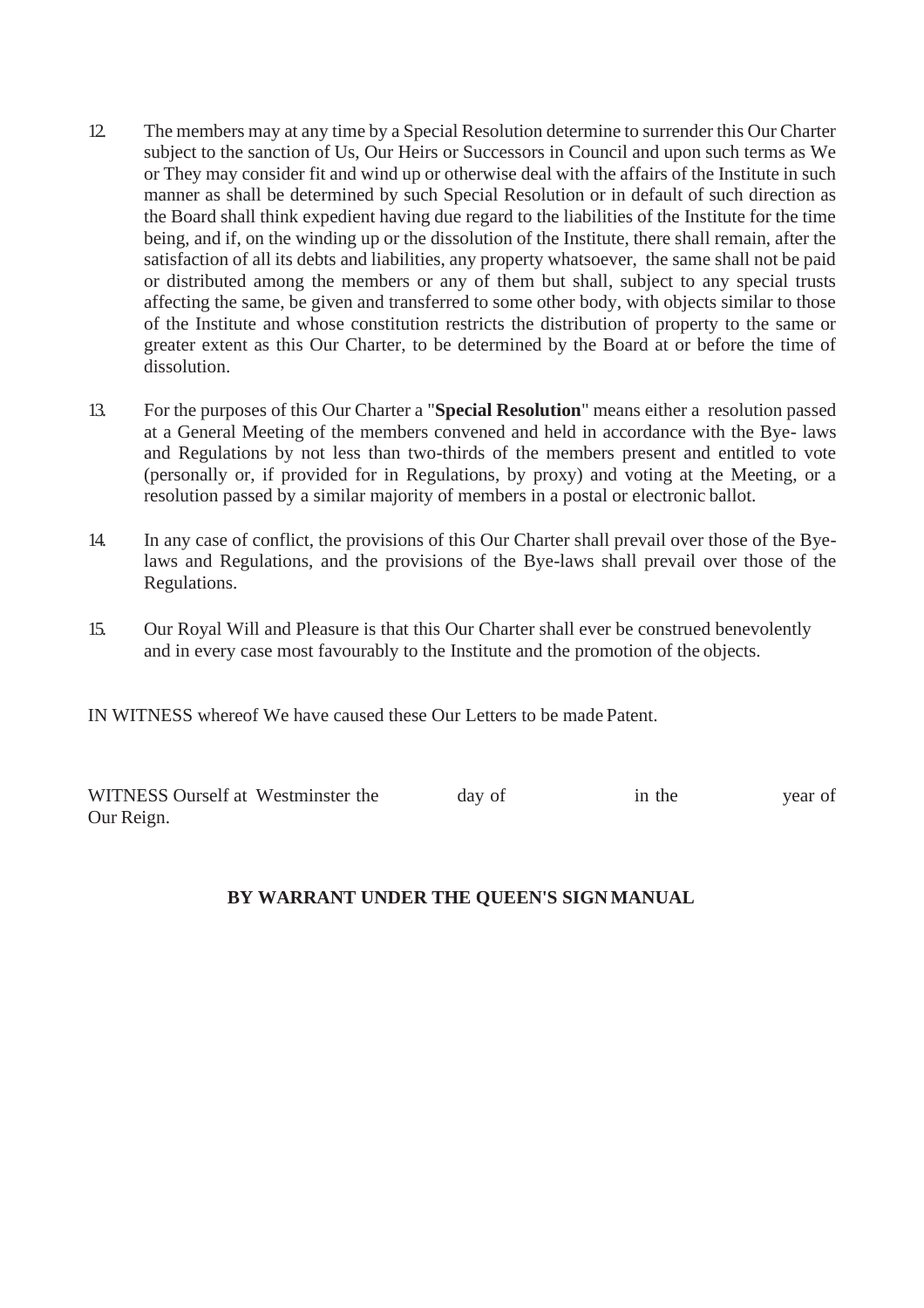12. The members may at any time by a Special Resolution determine to surrender this Our Charter subject to the sanction of Us, Our Heirs or Successors in Council and upon such terms as We or They may consider fit and wind up or otherwise deal with the affairs of the Institute in such manner as shall be determined by such Special Resolution or in default of such direction as the Board shall think expedient having due regard to the liabilities of the Institute for the time being, and if, on the winding up or the dissolution of the Institute, there shall remain, after the satisfaction of all its debts and liabilities, any property whatsoever, the same shall not be paid or distributed among the members or any of them but shall, subject to any special trusts affecting the same, be given and transferred to some other body, with objects similar to those of the Institute and whose constitution restricts the distribution of property to the same or greater extent as this Our Charter, to be determined by the Board at or before the time of dissolution.

13. For the purposes of this Our Charter a "**Special Resolution**" means either a resolution passed at a General Meeting of the members convened and held in accordance with the Bye- laws and Regulations by not less than two-thirds of the members present and entitled to vote (personally or, if provided for in Regulations, by proxy) and voting at the Meeting, or a resolution passed by a similar majority of members in a postal or electronic ballot.

14. In any case of conflict, the provisions of this Our Charter shall prevail over those of the Bye-laws and Regulations, and the provisions of the Bye-laws shall prevail over those of the Regulations.

15. Our Royal Will and Pleasure is that this Our Charter shall ever be construed benevolently and in every case most favourably to the Institute and the promotion of the objects.

IN WITNESS whereof We have caused these Our Letters to be made Patent.

WITNESS Ourself at Westminster the day of in the year of Our Reign.

**BY WARRANT UNDER THE QUEEN'S SIGN MANUAL**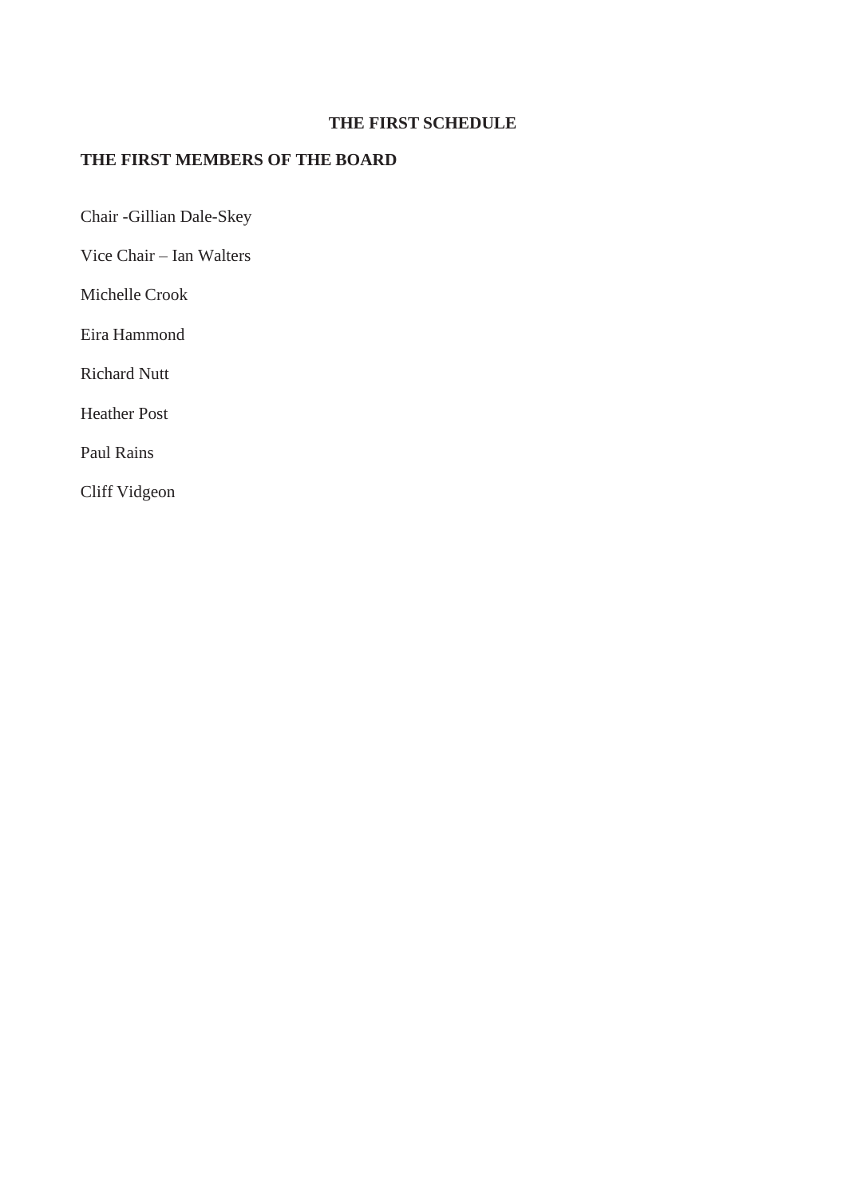# THE FIRST SCHEDULE

## THE FIRST MEMBERS OF THE BOARD

Chair -Gillian Dale-Skey

Vice Chair – Ian Walters

Michelle Crook

Eira Hammond

Richard Nutt

Heather Post

Paul Rains

Cliff Vidgeon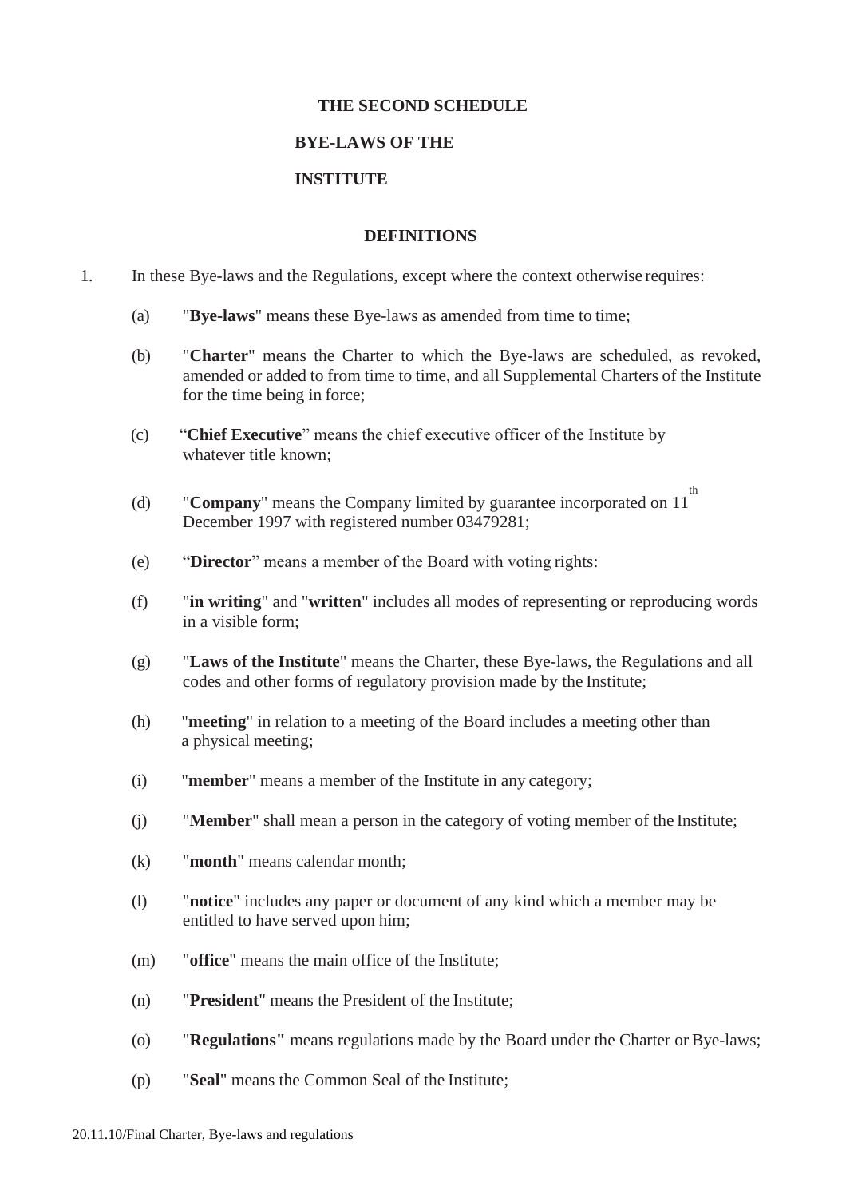# THE SECOND SCHEDULE

## BYE-LAWS OF THE INSTITUTE

### DEFINITIONS

1. In these Bye-laws and the Regulations, except where the context otherwise requires:

   (a) "**Bye-laws**" means these Bye-laws as amended from time to time;

   (b) "**Charter**" means the Charter to which the Bye-laws are scheduled, as revoked, amended or added to from time to time, and all Supplemental Charters of the Institute for the time being in force;

   (c) "**Chief Executive**" means the chief executive officer of the Institute by whatever title known;

   (d) "**Company**" means the Company limited by guarantee incorporated on 11th December 1997 with registered number 03479281;

   (e) "**Director**" means a member of the Board with voting rights:

   (f) "**in writing**" and "**written**" includes all modes of representing or reproducing words in a visible form;

   (g) "**Laws of the Institute**" means the Charter, these Bye-laws, the Regulations and all codes and other forms of regulatory provision made by the Institute;

   (h) "**meeting**" in relation to a meeting of the Board includes a meeting other than a physical meeting;

   (i) "**member**" means a member of the Institute in any category;

   (j) "**Member**" shall mean a person in the category of voting member of the Institute;

   (k) "**month**" means calendar month;

   (l) "**notice**" includes any paper or document of any kind which a member may be entitled to have served upon him;

   (m) "**office**" means the main office of the Institute;

   (n) "**President**" means the President of the Institute;

   (o) "**Regulations"** means regulations made by the Board under the Charter or Bye-laws;

   (p) "**Seal**" means the Common Seal of the Institute;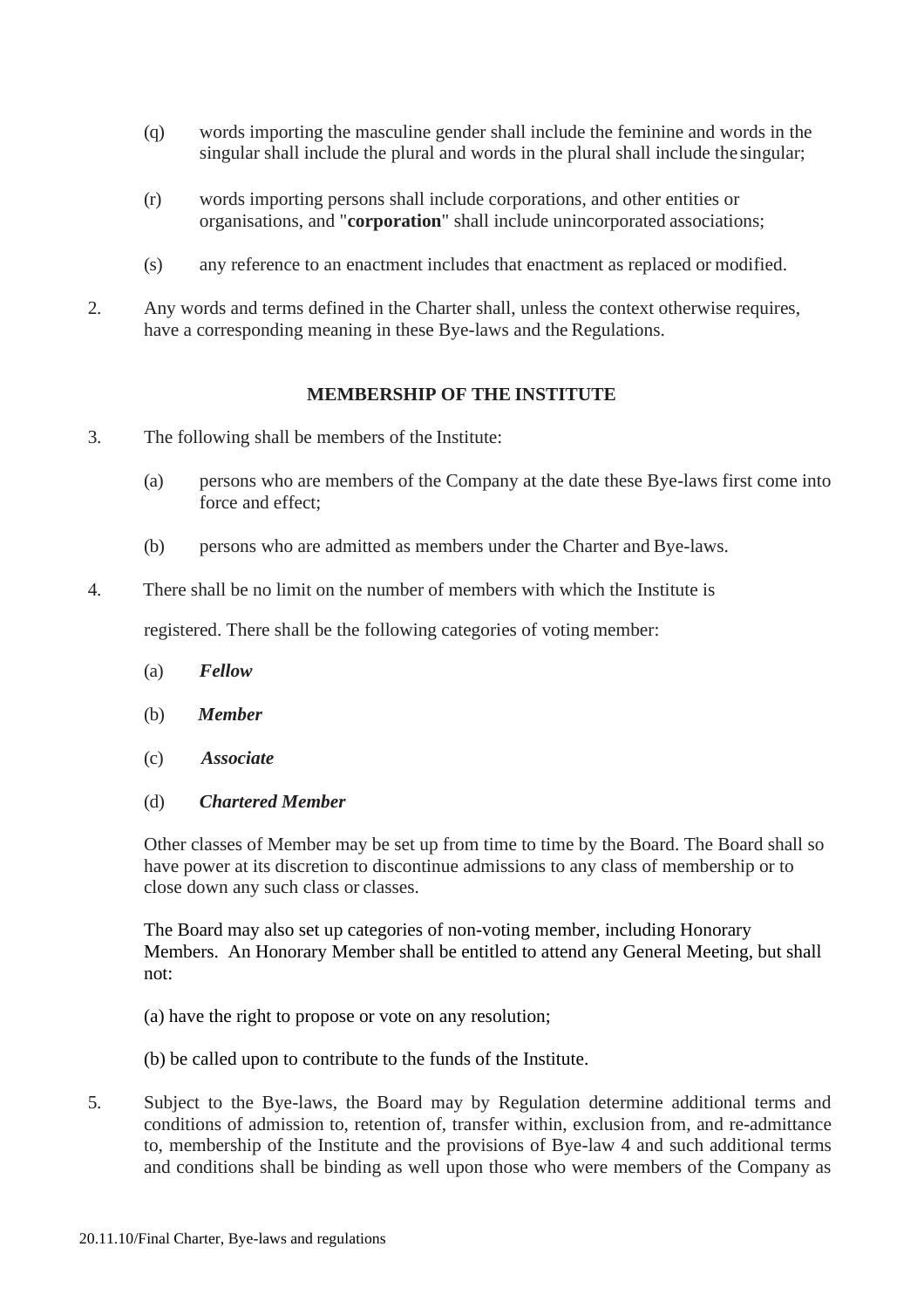(q) words importing the masculine gender shall include the feminine and words in the singular shall include the plural and words in the plural shall include the singular;

(r) words importing persons shall include corporations, and other entities or organisations, and "**corporation**" shall include unincorporated associations;

(s) any reference to an enactment includes that enactment as replaced or modified.

2. Any words and terms defined in the Charter shall, unless the context otherwise requires, have a corresponding meaning in these Bye-laws and the Regulations.

## MEMBERSHIP OF THE INSTITUTE

3. The following shall be members of the Institute:

   (a) persons who are members of the Company at the date these Bye-laws first come into force and effect;

   (b) persons who are admitted as members under the Charter and Bye-laws.

4. There shall be no limit on the number of members with which the Institute is

   registered. There shall be the following categories of voting member:

   (a) ***Fellow***

   (b) ***Member***

   (c) ***Associate***

   (d) ***Chartered Member***

   Other classes of Member may be set up from time to time by the Board. The Board shall so have power at its discretion to discontinue admissions to any class of membership or to close down any such class or classes.

   The Board may also set up categories of non-voting member, including Honorary Members. An Honorary Member shall be entitled to attend any General Meeting, but shall not:

   (a) have the right to propose or vote on any resolution;

   (b) be called upon to contribute to the funds of the Institute.

5. Subject to the Bye-laws, the Board may by Regulation determine additional terms and conditions of admission to, retention of, transfer within, exclusion from, and re-admittance to, membership of the Institute and the provisions of Bye-law 4 and such additional terms and conditions shall be binding as well upon those who were members of the Company as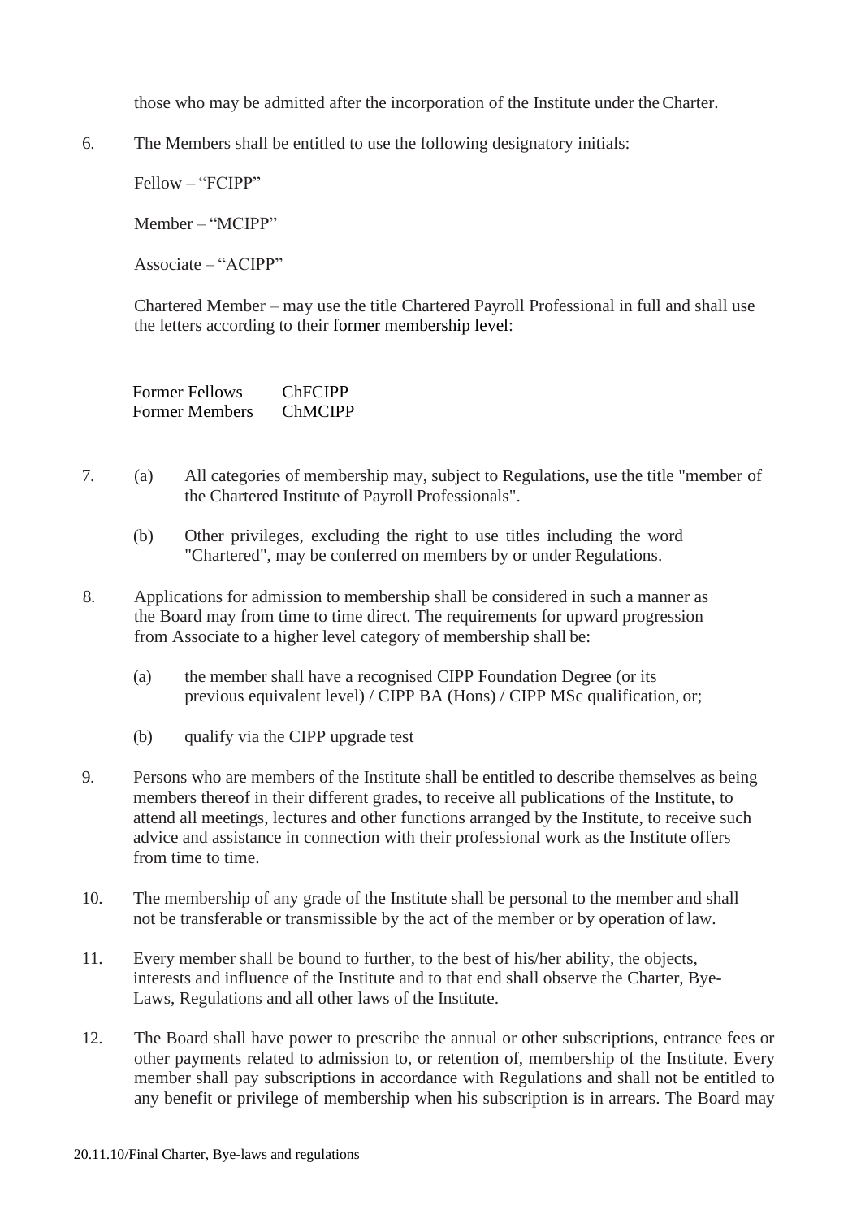those who may be admitted after the incorporation of the Institute under the Charter.

6. The Members shall be entitled to use the following designatory initials:

   Fellow – "FCIPP"

   Member – "MCIPP"

   Associate – "ACIPP"

   Chartered Member – may use the title Chartered Payroll Professional in full and shall use the letters according to their former membership level:

   | | |
   |---|---|
   | Former Fellows | ChFCIPP |
   | Former Members | ChMCIPP |

7. (a) All categories of membership may, subject to Regulations, use the title "member of the Chartered Institute of Payroll Professionals".

   (b) Other privileges, excluding the right to use titles including the word "Chartered", may be conferred on members by or under Regulations.

8. Applications for admission to membership shall be considered in such a manner as the Board may from time to time direct. The requirements for upward progression from Associate to a higher level category of membership shall be:

   (a) the member shall have a recognised CIPP Foundation Degree (or its previous equivalent level) / CIPP BA (Hons) / CIPP MSc qualification, or;

   (b) qualify via the CIPP upgrade test

9. Persons who are members of the Institute shall be entitled to describe themselves as being members thereof in their different grades, to receive all publications of the Institute, to attend all meetings, lectures and other functions arranged by the Institute, to receive such advice and assistance in connection with their professional work as the Institute offers from time to time.

10. The membership of any grade of the Institute shall be personal to the member and shall not be transferable or transmissible by the act of the member or by operation of law.

11. Every member shall be bound to further, to the best of his/her ability, the objects, interests and influence of the Institute and to that end shall observe the Charter, Bye-Laws, Regulations and all other laws of the Institute.

12. The Board shall have power to prescribe the annual or other subscriptions, entrance fees or other payments related to admission to, or retention of, membership of the Institute. Every member shall pay subscriptions in accordance with Regulations and shall not be entitled to any benefit or privilege of membership when his subscription is in arrears. The Board may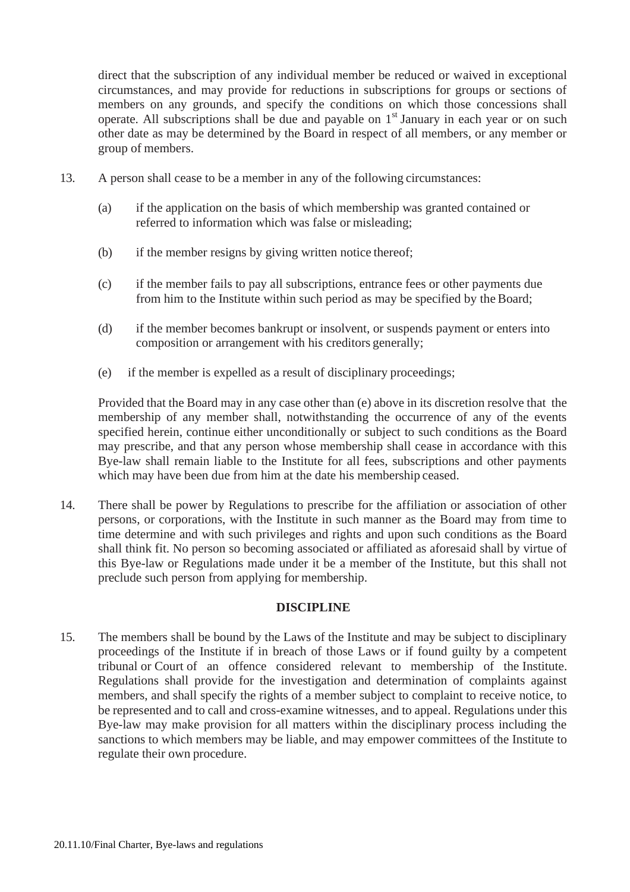direct that the subscription of any individual member be reduced or waived in exceptional circumstances, and may provide for reductions in subscriptions for groups or sections of members on any grounds, and specify the conditions on which those concessions shall operate. All subscriptions shall be due and payable on 1st January in each year or on such other date as may be determined by the Board in respect of all members, or any member or group of members.

13. A person shall cease to be a member in any of the following circumstances:

    (a) if the application on the basis of which membership was granted contained or referred to information which was false or misleading;

    (b) if the member resigns by giving written notice thereof;

    (c) if the member fails to pay all subscriptions, entrance fees or other payments due from him to the Institute within such period as may be specified by the Board;

    (d) if the member becomes bankrupt or insolvent, or suspends payment or enters into composition or arrangement with his creditors generally;

    (e) if the member is expelled as a result of disciplinary proceedings;

    Provided that the Board may in any case other than (e) above in its discretion resolve that the membership of any member shall, notwithstanding the occurrence of any of the events specified herein, continue either unconditionally or subject to such conditions as the Board may prescribe, and that any person whose membership shall cease in accordance with this Bye-law shall remain liable to the Institute for all fees, subscriptions and other payments which may have been due from him at the date his membership ceased.

14. There shall be power by Regulations to prescribe for the affiliation or association of other persons, or corporations, with the Institute in such manner as the Board may from time to time determine and with such privileges and rights and upon such conditions as the Board shall think fit. No person so becoming associated or affiliated as aforesaid shall by virtue of this Bye-law or Regulations made under it be a member of the Institute, but this shall not preclude such person from applying for membership.

## DISCIPLINE

15. The members shall be bound by the Laws of the Institute and may be subject to disciplinary proceedings of the Institute if in breach of those Laws or if found guilty by a competent tribunal or Court of an offence considered relevant to membership of the Institute. Regulations shall provide for the investigation and determination of complaints against members, and shall specify the rights of a member subject to complaint to receive notice, to be represented and to call and cross-examine witnesses, and to appeal. Regulations under this Bye-law may make provision for all matters within the disciplinary process including the sanctions to which members may be liable, and may empower committees of the Institute to regulate their own procedure.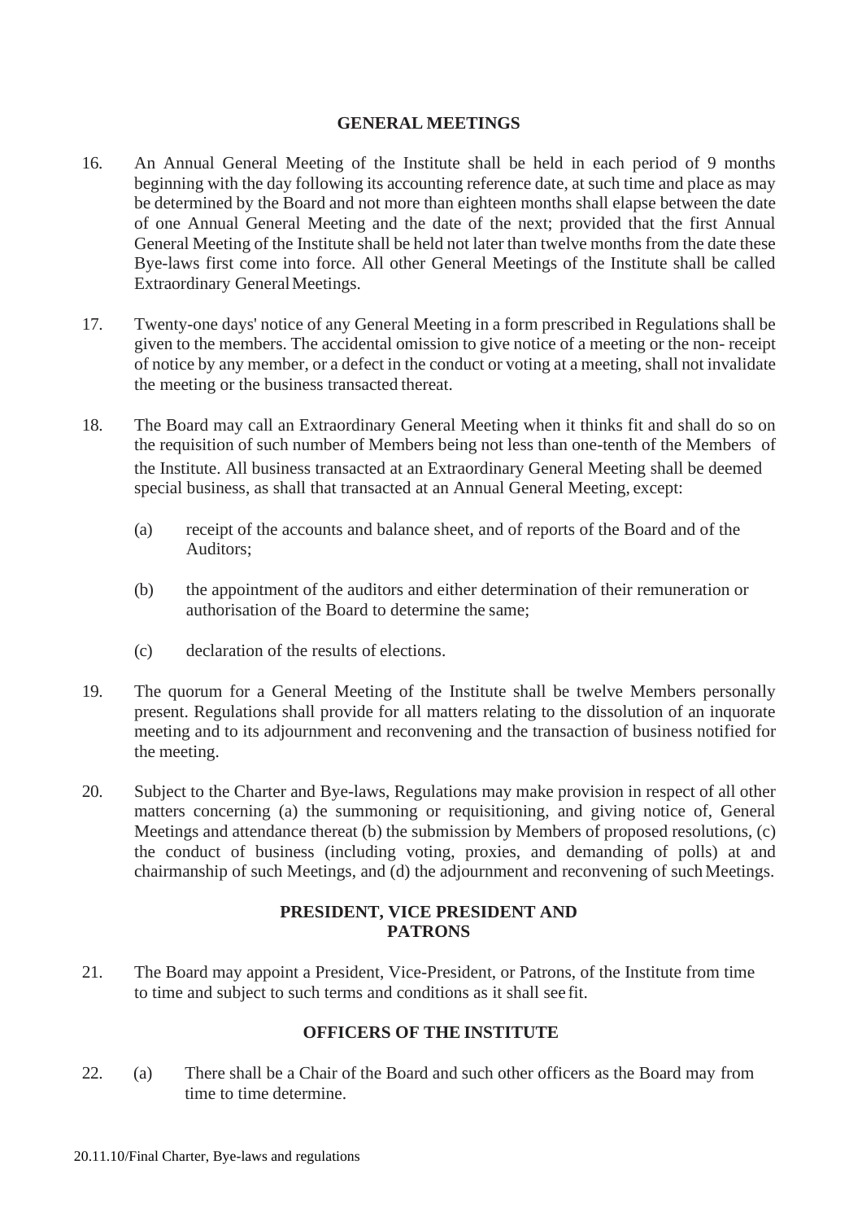## GENERAL MEETINGS

16. An Annual General Meeting of the Institute shall be held in each period of 9 months beginning with the day following its accounting reference date, at such time and place as may be determined by the Board and not more than eighteen months shall elapse between the date of one Annual General Meeting and the date of the next; provided that the first Annual General Meeting of the Institute shall be held not later than twelve months from the date these Bye-laws first come into force. All other General Meetings of the Institute shall be called Extraordinary General Meetings.

17. Twenty-one days' notice of any General Meeting in a form prescribed in Regulations shall be given to the members. The accidental omission to give notice of a meeting or the non- receipt of notice by any member, or a defect in the conduct or voting at a meeting, shall not invalidate the meeting or the business transacted thereat.

18. The Board may call an Extraordinary General Meeting when it thinks fit and shall do so on the requisition of such number of Members being not less than one-tenth of the Members of the Institute. All business transacted at an Extraordinary General Meeting shall be deemed special business, as shall that transacted at an Annual General Meeting, except:

    (a) receipt of the accounts and balance sheet, and of reports of the Board and of the Auditors;

    (b) the appointment of the auditors and either determination of their remuneration or authorisation of the Board to determine the same;

    (c) declaration of the results of elections.

19. The quorum for a General Meeting of the Institute shall be twelve Members personally present. Regulations shall provide for all matters relating to the dissolution of an inquorate meeting and to its adjournment and reconvening and the transaction of business notified for the meeting.

20. Subject to the Charter and Bye-laws, Regulations may make provision in respect of all other matters concerning (a) the summoning or requisitioning, and giving notice of, General Meetings and attendance thereat (b) the submission by Members of proposed resolutions, (c) the conduct of business (including voting, proxies, and demanding of polls) at and chairmanship of such Meetings, and (d) the adjournment and reconvening of such Meetings.

## PRESIDENT, VICE PRESIDENT AND PATRONS

21. The Board may appoint a President, Vice-President, or Patrons, of the Institute from time to time and subject to such terms and conditions as it shall see fit.

## OFFICERS OF THE INSTITUTE

22. (a) There shall be a Chair of the Board and such other officers as the Board may from time to time determine.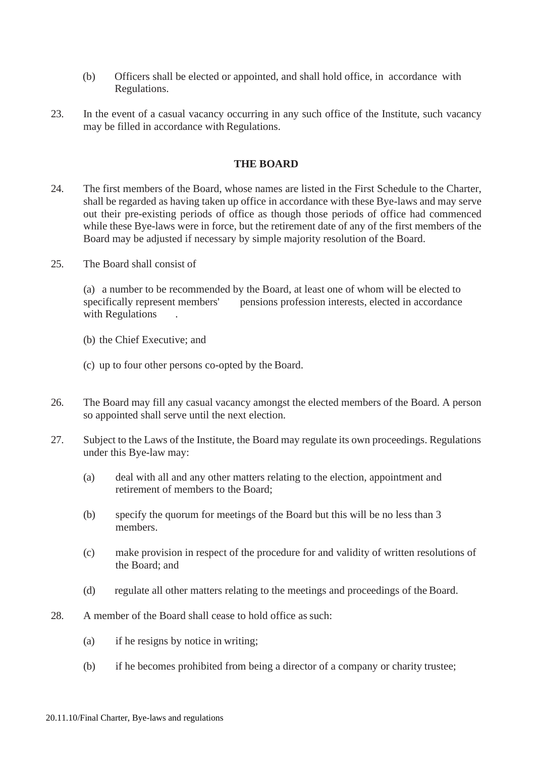(b) Officers shall be elected or appointed, and shall hold office, in accordance with Regulations.

23. In the event of a casual vacancy occurring in any such office of the Institute, such vacancy may be filled in accordance with Regulations.

## THE BOARD

24. The first members of the Board, whose names are listed in the First Schedule to the Charter, shall be regarded as having taken up office in accordance with these Bye-laws and may serve out their pre-existing periods of office as though those periods of office had commenced while these Bye-laws were in force, but the retirement date of any of the first members of the Board may be adjusted if necessary by simple majority resolution of the Board.

25. The Board shall consist of

    (a) a number to be recommended by the Board, at least one of whom will be elected to specifically represent members' pensions profession interests, elected in accordance with Regulations .

    (b) the Chief Executive; and

    (c) up to four other persons co-opted by the Board.

26. The Board may fill any casual vacancy amongst the elected members of the Board. A person so appointed shall serve until the next election.

27. Subject to the Laws of the Institute, the Board may regulate its own proceedings. Regulations under this Bye-law may:

    (a) deal with all and any other matters relating to the election, appointment and retirement of members to the Board;

    (b) specify the quorum for meetings of the Board but this will be no less than 3 members.

    (c) make provision in respect of the procedure for and validity of written resolutions of the Board; and

    (d) regulate all other matters relating to the meetings and proceedings of the Board.

28. A member of the Board shall cease to hold office as such:

    (a) if he resigns by notice in writing;

    (b) if he becomes prohibited from being a director of a company or charity trustee;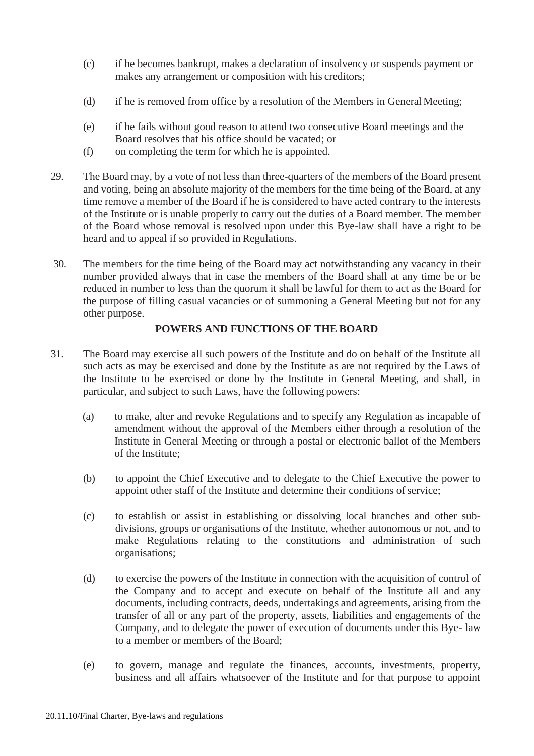(c) if he becomes bankrupt, makes a declaration of insolvency or suspends payment or makes any arrangement or composition with his creditors;

(d) if he is removed from office by a resolution of the Members in General Meeting;

(e) if he fails without good reason to attend two consecutive Board meetings and the Board resolves that his office should be vacated; or

(f) on completing the term for which he is appointed.

29. The Board may, by a vote of not less than three-quarters of the members of the Board present and voting, being an absolute majority of the members for the time being of the Board, at any time remove a member of the Board if he is considered to have acted contrary to the interests of the Institute or is unable properly to carry out the duties of a Board member. The member of the Board whose removal is resolved upon under this Bye-law shall have a right to be heard and to appeal if so provided in Regulations.

30. The members for the time being of the Board may act notwithstanding any vacancy in their number provided always that in case the members of the Board shall at any time be or be reduced in number to less than the quorum it shall be lawful for them to act as the Board for the purpose of filling casual vacancies or of summoning a General Meeting but not for any other purpose.

**POWERS AND FUNCTIONS OF THE BOARD**

31. The Board may exercise all such powers of the Institute and do on behalf of the Institute all such acts as may be exercised and done by the Institute as are not required by the Laws of the Institute to be exercised or done by the Institute in General Meeting, and shall, in particular, and subject to such Laws, have the following powers:

(a) to make, alter and revoke Regulations and to specify any Regulation as incapable of amendment without the approval of the Members either through a resolution of the Institute in General Meeting or through a postal or electronic ballot of the Members of the Institute;

(b) to appoint the Chief Executive and to delegate to the Chief Executive the power to appoint other staff of the Institute and determine their conditions of service;

(c) to establish or assist in establishing or dissolving local branches and other sub-divisions, groups or organisations of the Institute, whether autonomous or not, and to make Regulations relating to the constitutions and administration of such organisations;

(d) to exercise the powers of the Institute in connection with the acquisition of control of the Company and to accept and execute on behalf of the Institute all and any documents, including contracts, deeds, undertakings and agreements, arising from the transfer of all or any part of the property, assets, liabilities and engagements of the Company, and to delegate the power of execution of documents under this Bye- law to a member or members of the Board;

(e) to govern, manage and regulate the finances, accounts, investments, property, business and all affairs whatsoever of the Institute and for that purpose to appoint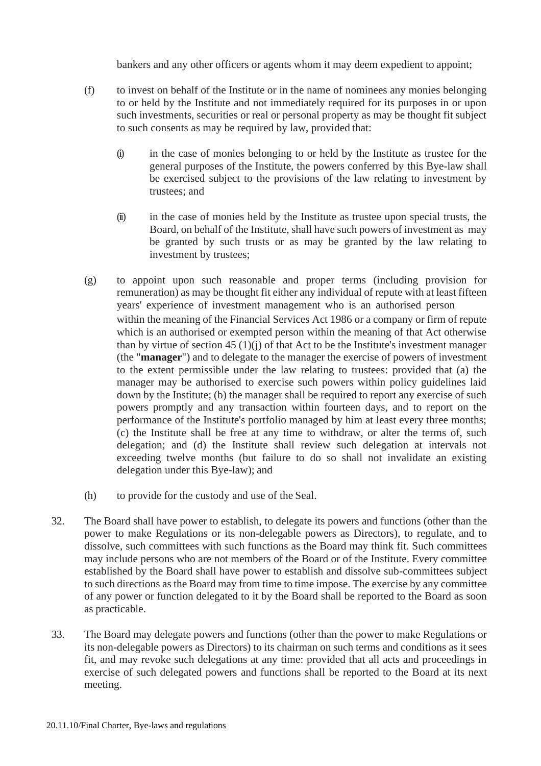bankers and any other officers or agents whom it may deem expedient to appoint;

(f) to invest on behalf of the Institute or in the name of nominees any monies belonging to or held by the Institute and not immediately required for its purposes in or upon such investments, securities or real or personal property as may be thought fit subject to such consents as may be required by law, provided that:

   (i) in the case of monies belonging to or held by the Institute as trustee for the general purposes of the Institute, the powers conferred by this Bye-law shall be exercised subject to the provisions of the law relating to investment by trustees; and

   (ii) in the case of monies held by the Institute as trustee upon special trusts, the Board, on behalf of the Institute, shall have such powers of investment as may be granted by such trusts or as may be granted by the law relating to investment by trustees;

(g) to appoint upon such reasonable and proper terms (including provision for remuneration) as may be thought fit either any individual of repute with at least fifteen years' experience of investment management who is an authorised person within the meaning of the Financial Services Act 1986 or a company or firm of repute which is an authorised or exempted person within the meaning of that Act otherwise than by virtue of section 45 (1)(j) of that Act to be the Institute's investment manager (the "**manager**") and to delegate to the manager the exercise of powers of investment to the extent permissible under the law relating to trustees: provided that (a) the manager may be authorised to exercise such powers within policy guidelines laid down by the Institute; (b) the manager shall be required to report any exercise of such powers promptly and any transaction within fourteen days, and to report on the performance of the Institute's portfolio managed by him at least every three months; (c) the Institute shall be free at any time to withdraw, or alter the terms of, such delegation; and (d) the Institute shall review such delegation at intervals not exceeding twelve months (but failure to do so shall not invalidate an existing delegation under this Bye-law); and

(h) to provide for the custody and use of the Seal.

32. The Board shall have power to establish, to delegate its powers and functions (other than the power to make Regulations or its non-delegable powers as Directors), to regulate, and to dissolve, such committees with such functions as the Board may think fit. Such committees may include persons who are not members of the Board or of the Institute. Every committee established by the Board shall have power to establish and dissolve sub-committees subject to such directions as the Board may from time to time impose. The exercise by any committee of any power or function delegated to it by the Board shall be reported to the Board as soon as practicable.

33. The Board may delegate powers and functions (other than the power to make Regulations or its non-delegable powers as Directors) to its chairman on such terms and conditions as it sees fit, and may revoke such delegations at any time: provided that all acts and proceedings in exercise of such delegated powers and functions shall be reported to the Board at its next meeting.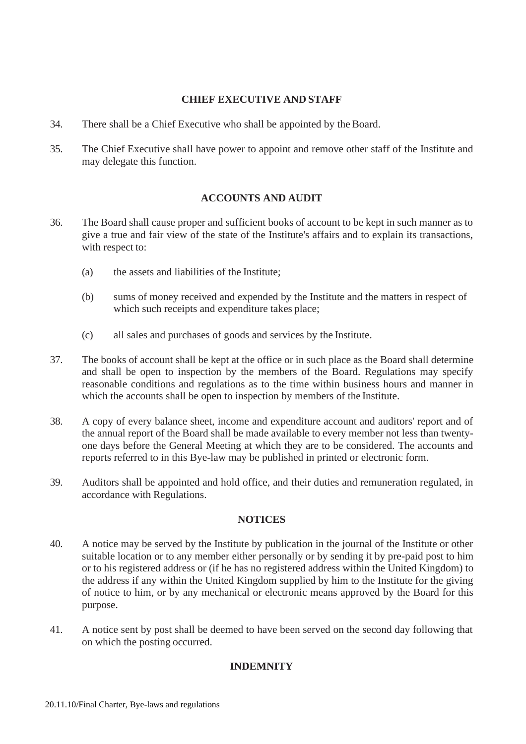## CHIEF EXECUTIVE AND STAFF

34. There shall be a Chief Executive who shall be appointed by the Board.

35. The Chief Executive shall have power to appoint and remove other staff of the Institute and may delegate this function.

## ACCOUNTS AND AUDIT

36. The Board shall cause proper and sufficient books of account to be kept in such manner as to give a true and fair view of the state of the Institute's affairs and to explain its transactions, with respect to:

    (a) the assets and liabilities of the Institute;

    (b) sums of money received and expended by the Institute and the matters in respect of which such receipts and expenditure takes place;

    (c) all sales and purchases of goods and services by the Institute.

37. The books of account shall be kept at the office or in such place as the Board shall determine and shall be open to inspection by the members of the Board. Regulations may specify reasonable conditions and regulations as to the time within business hours and manner in which the accounts shall be open to inspection by members of the Institute.

38. A copy of every balance sheet, income and expenditure account and auditors' report and of the annual report of the Board shall be made available to every member not less than twenty-one days before the General Meeting at which they are to be considered. The accounts and reports referred to in this Bye-law may be published in printed or electronic form.

39. Auditors shall be appointed and hold office, and their duties and remuneration regulated, in accordance with Regulations.

## NOTICES

40. A notice may be served by the Institute by publication in the journal of the Institute or other suitable location or to any member either personally or by sending it by pre-paid post to him or to his registered address or (if he has no registered address within the United Kingdom) to the address if any within the United Kingdom supplied by him to the Institute for the giving of notice to him, or by any mechanical or electronic means approved by the Board for this purpose.

41. A notice sent by post shall be deemed to have been served on the second day following that on which the posting occurred.

## INDEMNITY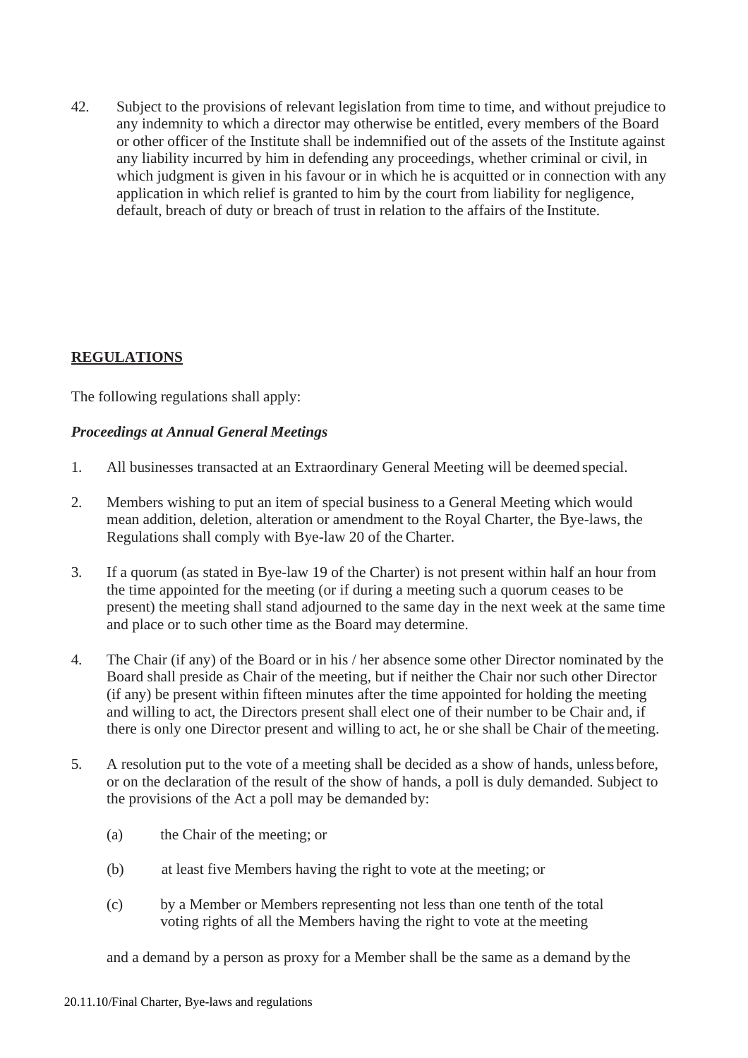42. Subject to the provisions of relevant legislation from time to time, and without prejudice to any indemnity to which a director may otherwise be entitled, every members of the Board or other officer of the Institute shall be indemnified out of the assets of the Institute against any liability incurred by him in defending any proceedings, whether criminal or civil, in which judgment is given in his favour or in which he is acquitted or in connection with any application in which relief is granted to him by the court from liability for negligence, default, breach of duty or breach of trust in relation to the affairs of the Institute.

## <u>REGULATIONS</u>

The following regulations shall apply:

### *Proceedings at Annual General Meetings*

1. All businesses transacted at an Extraordinary General Meeting will be deemed special.

2. Members wishing to put an item of special business to a General Meeting which would mean addition, deletion, alteration or amendment to the Royal Charter, the Bye-laws, the Regulations shall comply with Bye-law 20 of the Charter.

3. If a quorum (as stated in Bye-law 19 of the Charter) is not present within half an hour from the time appointed for the meeting (or if during a meeting such a quorum ceases to be present) the meeting shall stand adjourned to the same day in the next week at the same time and place or to such other time as the Board may determine.

4. The Chair (if any) of the Board or in his / her absence some other Director nominated by the Board shall preside as Chair of the meeting, but if neither the Chair nor such other Director (if any) be present within fifteen minutes after the time appointed for holding the meeting and willing to act, the Directors present shall elect one of their number to be Chair and, if there is only one Director present and willing to act, he or she shall be Chair of the meeting.

5. A resolution put to the vote of a meeting shall be decided as a show of hands, unless before, or on the declaration of the result of the show of hands, a poll is duly demanded. Subject to the provisions of the Act a poll may be demanded by:

   (a) the Chair of the meeting; or

   (b) at least five Members having the right to vote at the meeting; or

   (c) by a Member or Members representing not less than one tenth of the total voting rights of all the Members having the right to vote at the meeting

   and a demand by a person as proxy for a Member shall be the same as a demand by the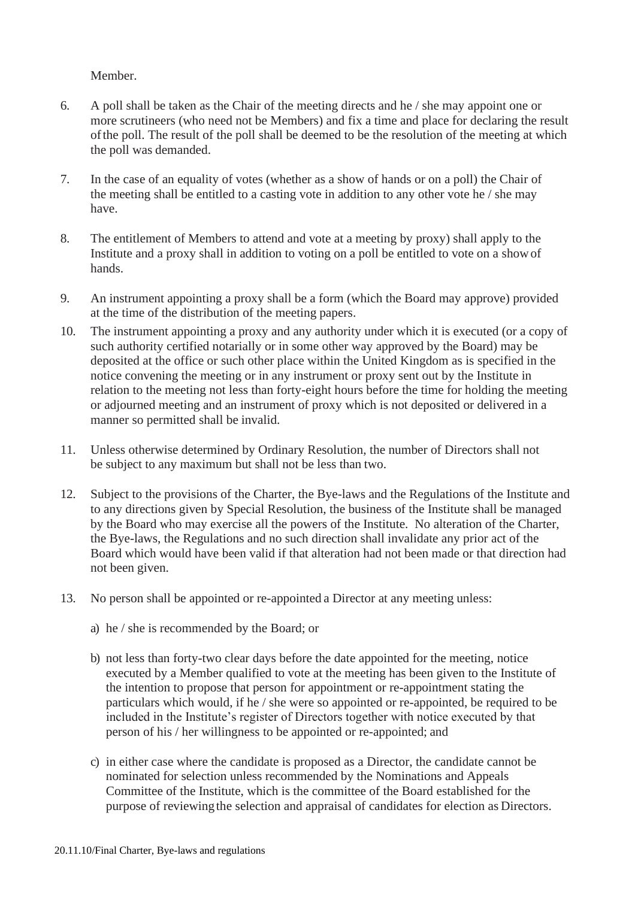Member.

6. A poll shall be taken as the Chair of the meeting directs and he / she may appoint one or more scrutineers (who need not be Members) and fix a time and place for declaring the result of the poll. The result of the poll shall be deemed to be the resolution of the meeting at which the poll was demanded.

7. In the case of an equality of votes (whether as a show of hands or on a poll) the Chair of the meeting shall be entitled to a casting vote in addition to any other vote he / she may have.

8. The entitlement of Members to attend and vote at a meeting by proxy) shall apply to the Institute and a proxy shall in addition to voting on a poll be entitled to vote on a show of hands.

9. An instrument appointing a proxy shall be a form (which the Board may approve) provided at the time of the distribution of the meeting papers.

10. The instrument appointing a proxy and any authority under which it is executed (or a copy of such authority certified notarially or in some other way approved by the Board) may be deposited at the office or such other place within the United Kingdom as is specified in the notice convening the meeting or in any instrument or proxy sent out by the Institute in relation to the meeting not less than forty-eight hours before the time for holding the meeting or adjourned meeting and an instrument of proxy which is not deposited or delivered in a manner so permitted shall be invalid.

11. Unless otherwise determined by Ordinary Resolution, the number of Directors shall not be subject to any maximum but shall not be less than two.

12. Subject to the provisions of the Charter, the Bye-laws and the Regulations of the Institute and to any directions given by Special Resolution, the business of the Institute shall be managed by the Board who may exercise all the powers of the Institute. No alteration of the Charter, the Bye-laws, the Regulations and no such direction shall invalidate any prior act of the Board which would have been valid if that alteration had not been made or that direction had not been given.

13. No person shall be appointed or re-appointed a Director at any meeting unless:

    a) he / she is recommended by the Board; or

    b) not less than forty-two clear days before the date appointed for the meeting, notice executed by a Member qualified to vote at the meeting has been given to the Institute of the intention to propose that person for appointment or re-appointment stating the particulars which would, if he / she were so appointed or re-appointed, be required to be included in the Institute's register of Directors together with notice executed by that person of his / her willingness to be appointed or re-appointed; and

    c) in either case where the candidate is proposed as a Director, the candidate cannot be nominated for selection unless recommended by the Nominations and Appeals Committee of the Institute, which is the committee of the Board established for the purpose of reviewing the selection and appraisal of candidates for election as Directors.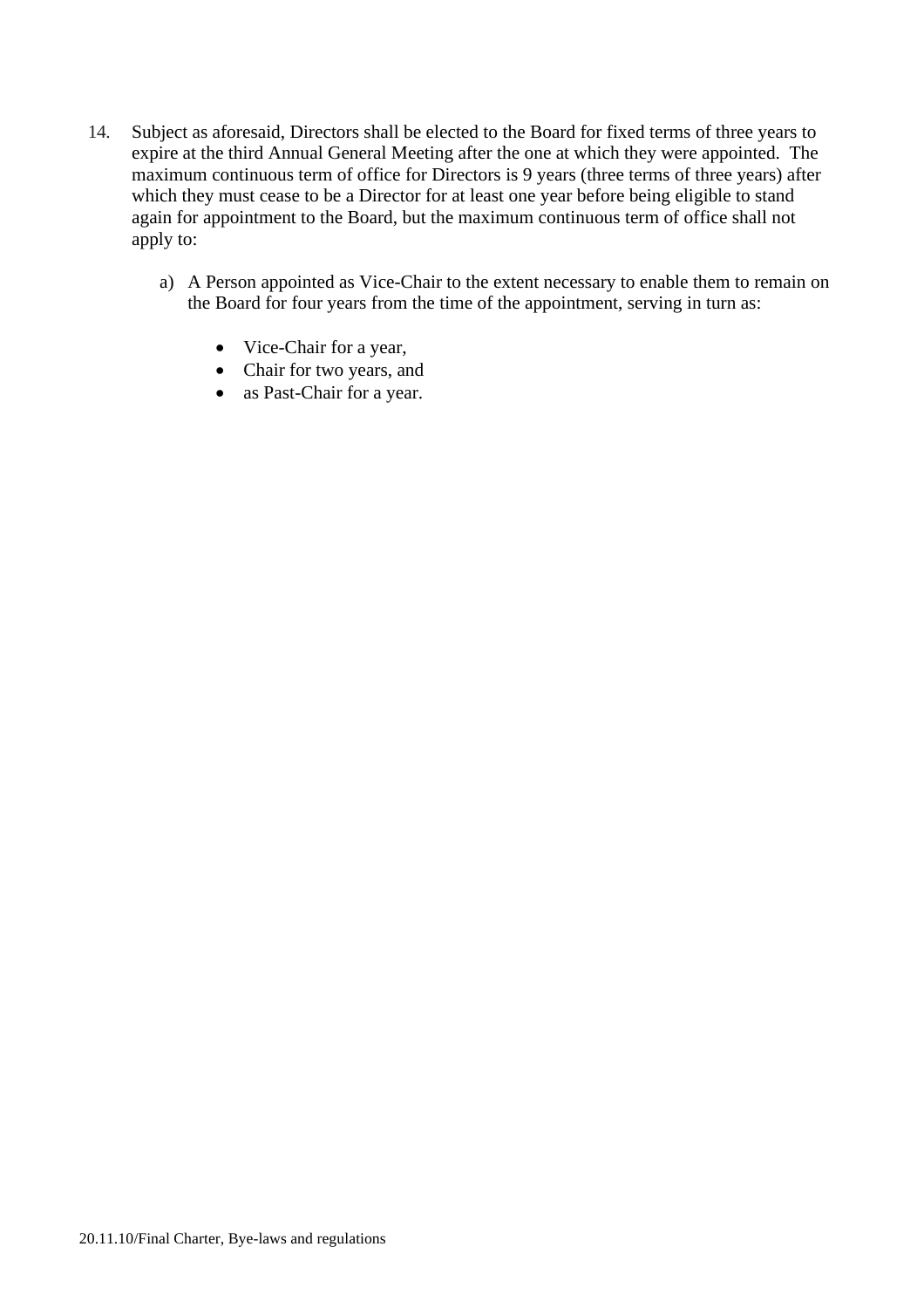14. Subject as aforesaid, Directors shall be elected to the Board for fixed terms of three years to expire at the third Annual General Meeting after the one at which they were appointed. The maximum continuous term of office for Directors is 9 years (three terms of three years) after which they must cease to be a Director for at least one year before being eligible to stand again for appointment to the Board, but the maximum continuous term of office shall not apply to:

    a) A Person appointed as Vice-Chair to the extent necessary to enable them to remain on the Board for four years from the time of the appointment, serving in turn as:

        - Vice-Chair for a year,
        - Chair for two years, and
        - as Past-Chair for a year.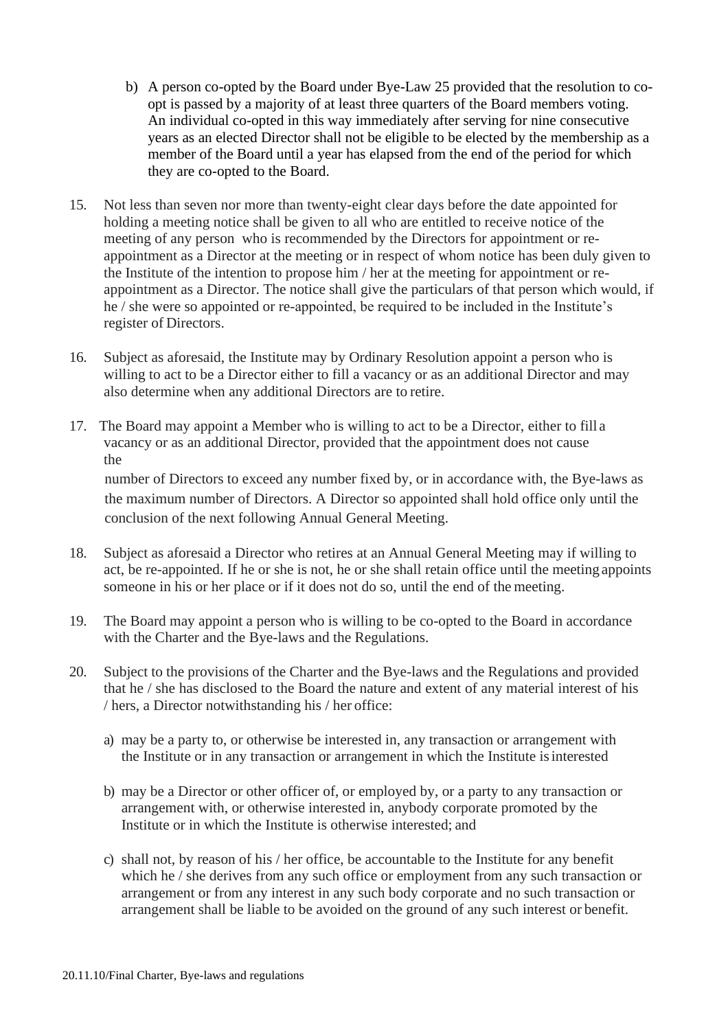b) A person co-opted by the Board under Bye-Law 25 provided that the resolution to co-opt is passed by a majority of at least three quarters of the Board members voting. An individual co-opted in this way immediately after serving for nine consecutive years as an elected Director shall not be eligible to be elected by the membership as a member of the Board until a year has elapsed from the end of the period for which they are co-opted to the Board.

15. Not less than seven nor more than twenty-eight clear days before the date appointed for holding a meeting notice shall be given to all who are entitled to receive notice of the meeting of any person who is recommended by the Directors for appointment or re-appointment as a Director at the meeting or in respect of whom notice has been duly given to the Institute of the intention to propose him / her at the meeting for appointment or re-appointment as a Director. The notice shall give the particulars of that person which would, if he / she were so appointed or re-appointed, be required to be included in the Institute's register of Directors.

16. Subject as aforesaid, the Institute may by Ordinary Resolution appoint a person who is willing to act to be a Director either to fill a vacancy or as an additional Director and may also determine when any additional Directors are to retire.

17. The Board may appoint a Member who is willing to act to be a Director, either to fill a vacancy or as an additional Director, provided that the appointment does not cause the number of Directors to exceed any number fixed by, or in accordance with, the Bye-laws as the maximum number of Directors. A Director so appointed shall hold office only until the conclusion of the next following Annual General Meeting.

18. Subject as aforesaid a Director who retires at an Annual General Meeting may if willing to act, be re-appointed. If he or she is not, he or she shall retain office until the meeting appoints someone in his or her place or if it does not do so, until the end of the meeting.

19. The Board may appoint a person who is willing to be co-opted to the Board in accordance with the Charter and the Bye-laws and the Regulations.

20. Subject to the provisions of the Charter and the Bye-laws and the Regulations and provided that he / she has disclosed to the Board the nature and extent of any material interest of his / hers, a Director notwithstanding his / her office:

    a) may be a party to, or otherwise be interested in, any transaction or arrangement with the Institute or in any transaction or arrangement in which the Institute is interested

    b) may be a Director or other officer of, or employed by, or a party to any transaction or arrangement with, or otherwise interested in, anybody corporate promoted by the Institute or in which the Institute is otherwise interested; and

    c) shall not, by reason of his / her office, be accountable to the Institute for any benefit which he / she derives from any such office or employment from any such transaction or arrangement or from any interest in any such body corporate and no such transaction or arrangement shall be liable to be avoided on the ground of any such interest or benefit.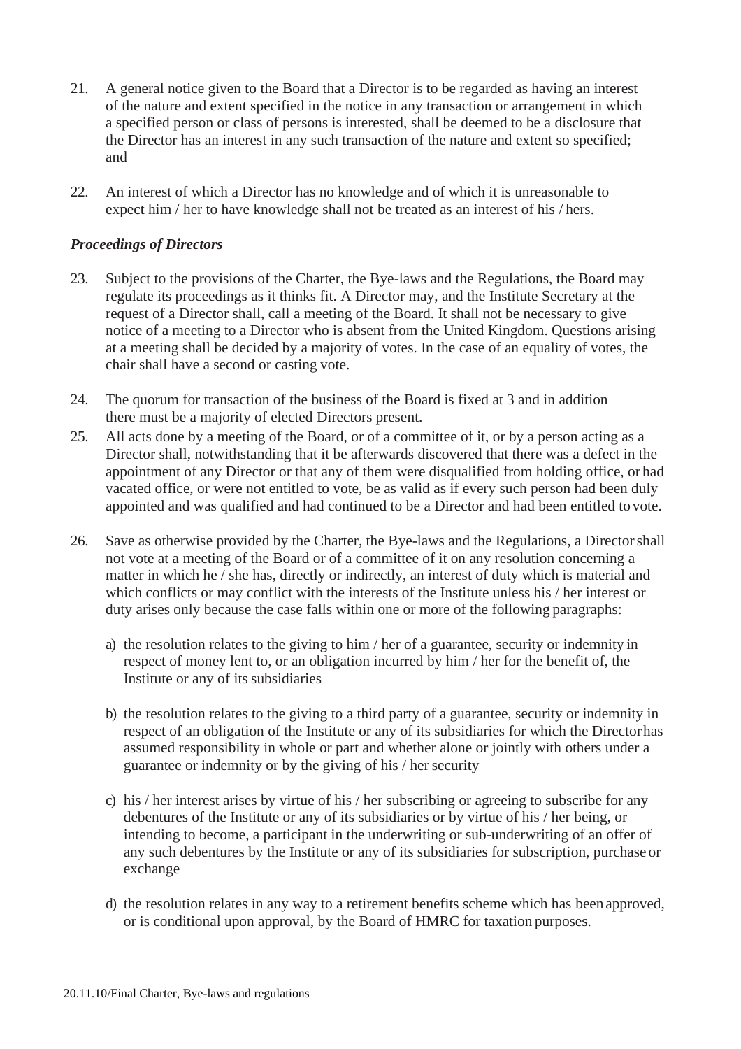21. A general notice given to the Board that a Director is to be regarded as having an interest of the nature and extent specified in the notice in any transaction or arrangement in which a specified person or class of persons is interested, shall be deemed to be a disclosure that the Director has an interest in any such transaction of the nature and extent so specified; and

22. An interest of which a Director has no knowledge and of which it is unreasonable to expect him / her to have knowledge shall not be treated as an interest of his / hers.

### *Proceedings of Directors*

23. Subject to the provisions of the Charter, the Bye-laws and the Regulations, the Board may regulate its proceedings as it thinks fit. A Director may, and the Institute Secretary at the request of a Director shall, call a meeting of the Board. It shall not be necessary to give notice of a meeting to a Director who is absent from the United Kingdom. Questions arising at a meeting shall be decided by a majority of votes. In the case of an equality of votes, the chair shall have a second or casting vote.

24. The quorum for transaction of the business of the Board is fixed at 3 and in addition there must be a majority of elected Directors present.

25. All acts done by a meeting of the Board, or of a committee of it, or by a person acting as a Director shall, notwithstanding that it be afterwards discovered that there was a defect in the appointment of any Director or that any of them were disqualified from holding office, or had vacated office, or were not entitled to vote, be as valid as if every such person had been duly appointed and was qualified and had continued to be a Director and had been entitled to vote.

26. Save as otherwise provided by the Charter, the Bye-laws and the Regulations, a Director shall not vote at a meeting of the Board or of a committee of it on any resolution concerning a matter in which he / she has, directly or indirectly, an interest of duty which is material and which conflicts or may conflict with the interests of the Institute unless his / her interest or duty arises only because the case falls within one or more of the following paragraphs:

    a) the resolution relates to the giving to him / her of a guarantee, security or indemnity in respect of money lent to, or an obligation incurred by him / her for the benefit of, the Institute or any of its subsidiaries

    b) the resolution relates to the giving to a third party of a guarantee, security or indemnity in respect of an obligation of the Institute or any of its subsidiaries for which the Director has assumed responsibility in whole or part and whether alone or jointly with others under a guarantee or indemnity or by the giving of his / her security

    c) his / her interest arises by virtue of his / her subscribing or agreeing to subscribe for any debentures of the Institute or any of its subsidiaries or by virtue of his / her being, or intending to become, a participant in the underwriting or sub-underwriting of an offer of any such debentures by the Institute or any of its subsidiaries for subscription, purchase or exchange

    d) the resolution relates in any way to a retirement benefits scheme which has been approved, or is conditional upon approval, by the Board of HMRC for taxation purposes.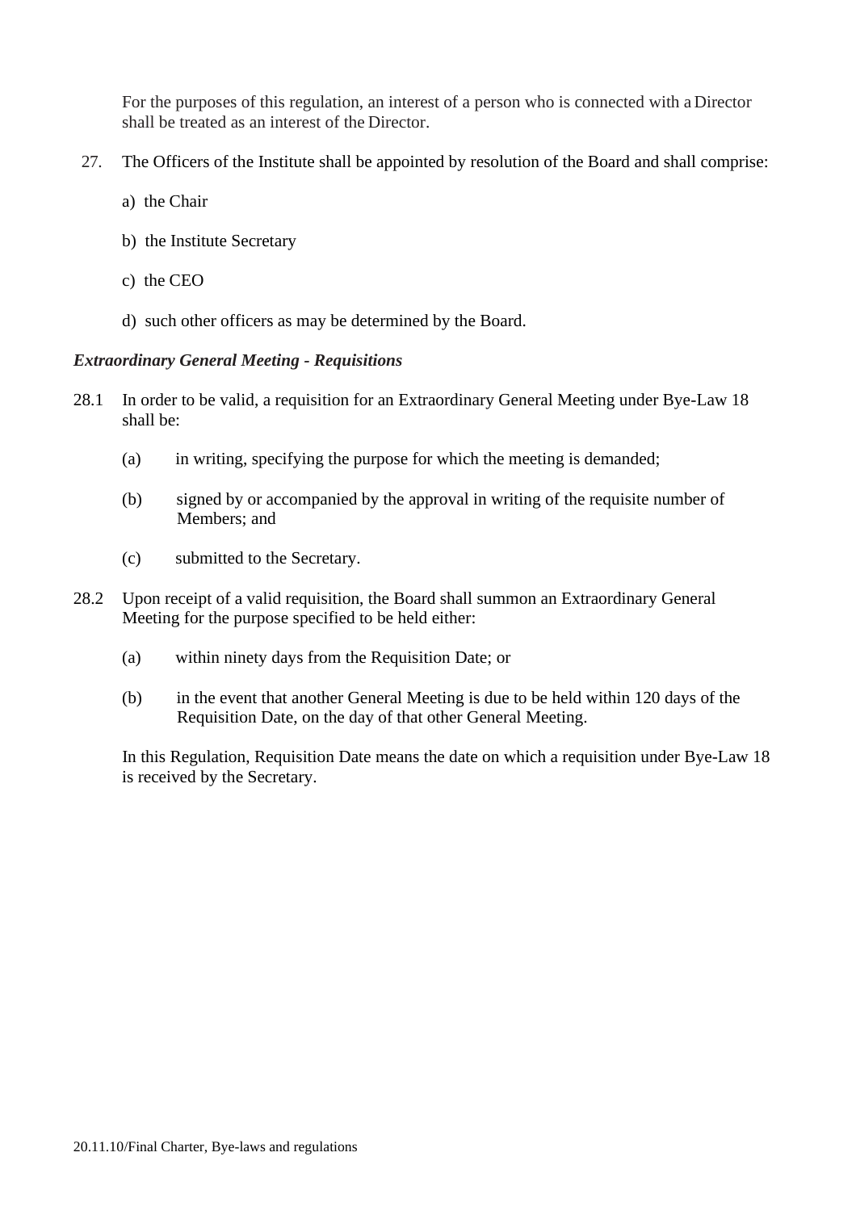For the purposes of this regulation, an interest of a person who is connected with a Director shall be treated as an interest of the Director.

27. The Officers of the Institute shall be appointed by resolution of the Board and shall comprise:

   a) the Chair

   b) the Institute Secretary

   c) the CEO

   d) such other officers as may be determined by the Board.

***Extraordinary General Meeting - Requisitions***

28.1 In order to be valid, a requisition for an Extraordinary General Meeting under Bye-Law 18 shall be:

   (a) in writing, specifying the purpose for which the meeting is demanded;

   (b) signed by or accompanied by the approval in writing of the requisite number of Members; and

   (c) submitted to the Secretary.

28.2 Upon receipt of a valid requisition, the Board shall summon an Extraordinary General Meeting for the purpose specified to be held either:

   (a) within ninety days from the Requisition Date; or

   (b) in the event that another General Meeting is due to be held within 120 days of the Requisition Date, on the day of that other General Meeting.

   In this Regulation, Requisition Date means the date on which a requisition under Bye-Law 18 is received by the Secretary.